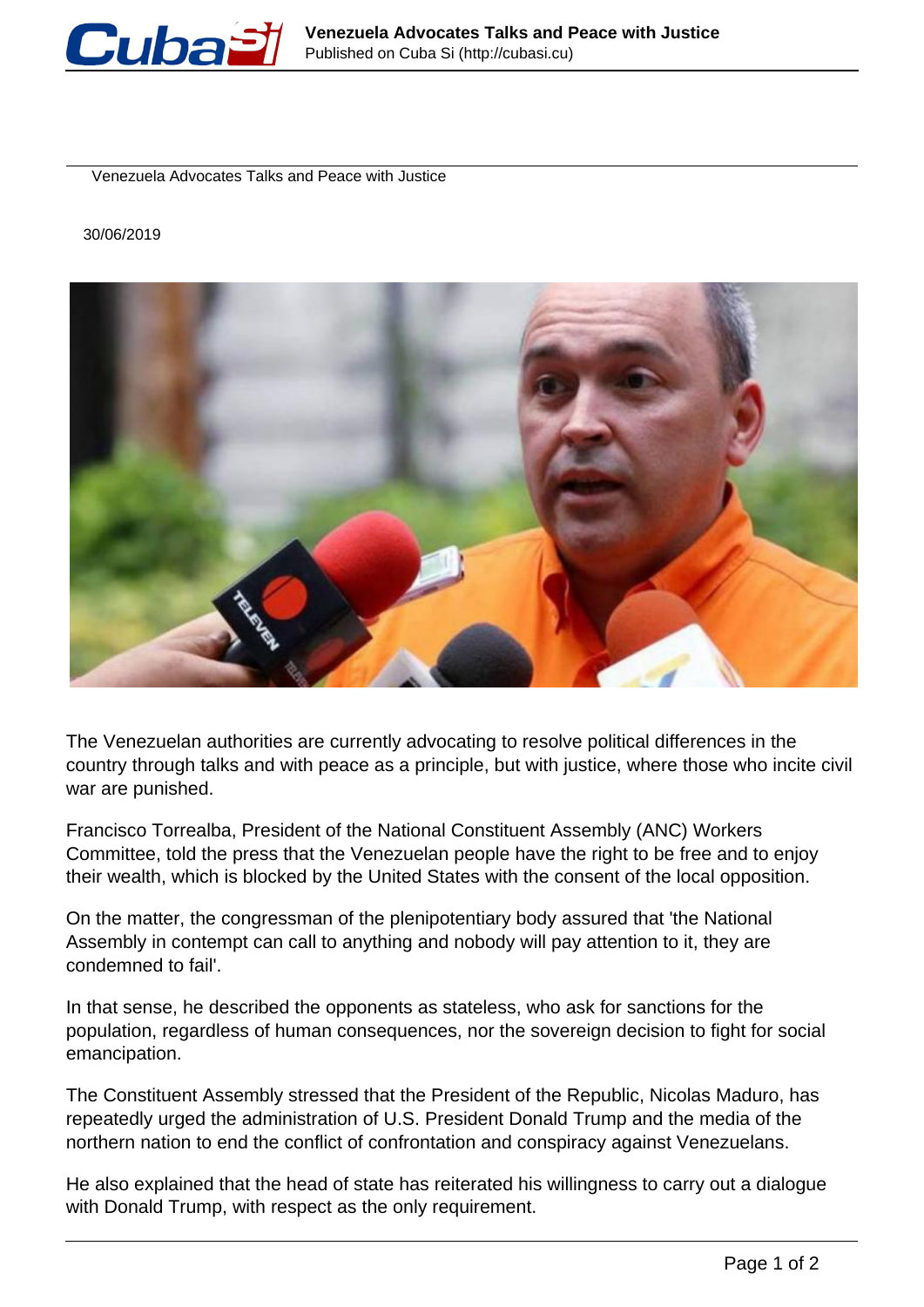# Venezuela Advocates Talks and Peace with Justice

30/06/2019

The Venezuelan authorities are currently advocating to resolve political differences in the country through talks and with peace as a principle, but with justice, where those who incite civil war are punished.

Francisco Torrealba, President of the National Constituent Assembly (ANC) Workers Committee, told the press that the Venezuelan people have the right to be free and to enjoy their wealth, which is blocked by the United States with the consent of the local opposition.

On the matter, the congressman of the plenipotentiary body assured that 'the National Assembly in contempt can call to anything and nobody will pay attention to it, they are condemned to fail'.

In that sense, he described the opponents as stateless, who ask for sanctions for the population, regardless of human consequences, nor the sovereign decision to fight for social emancipation.

The Constituent Assembly stressed that the President of the Republic, Nicolas Maduro, has repeatedly urged the administration of U.S. President Donald Trump and the media of the northern nation to end the conflict of confrontation and conspiracy against Venezuelans.

He also explained that the head of state has reiterated his willingness to carry out a dialogue with Donald Trump, with respect as the only requirement.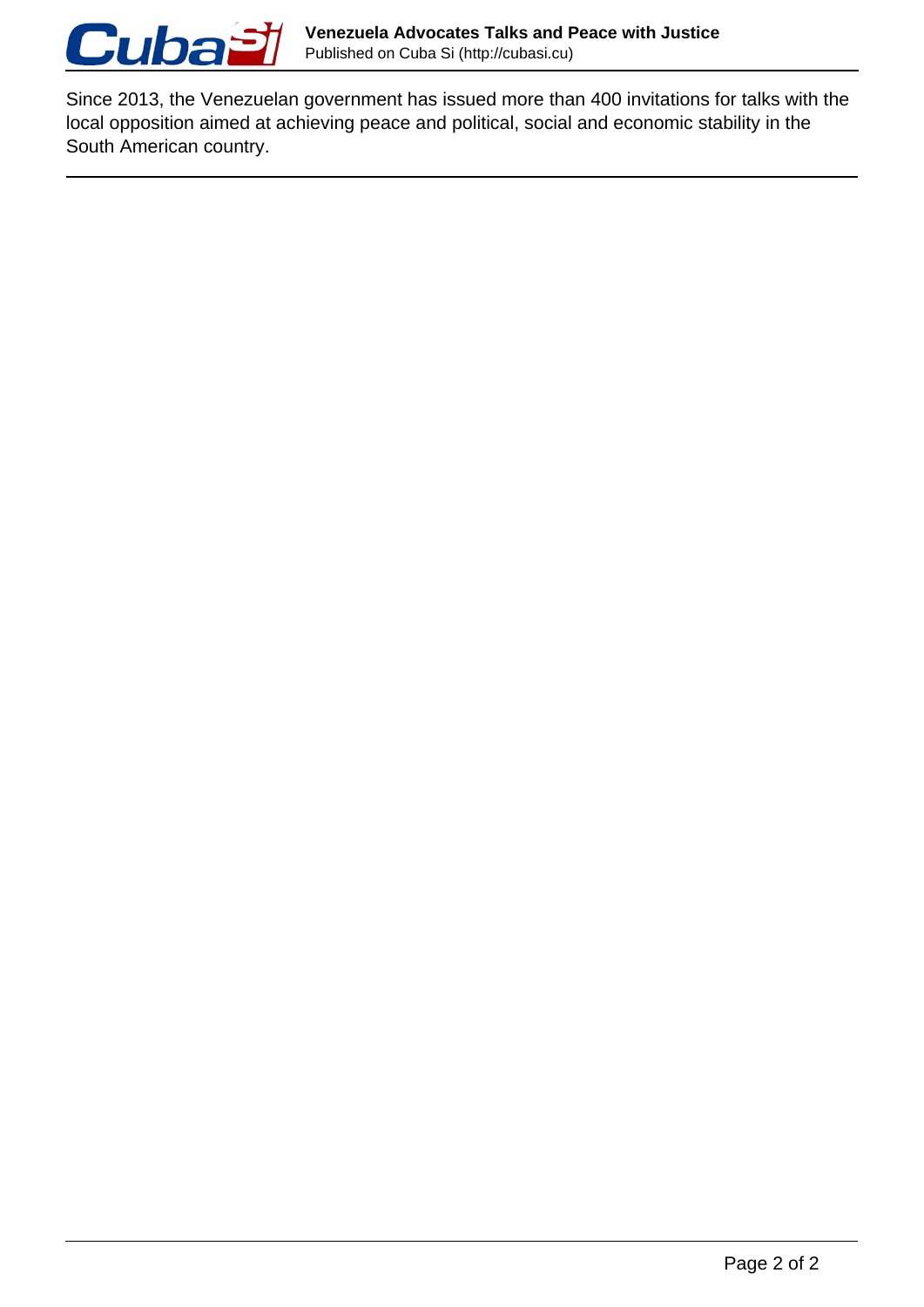Since 2013, the Venezuelan government has issued more than 400 invitations for talks with the local opposition aimed at achieving peace and political, social and economic stability in the South American country.